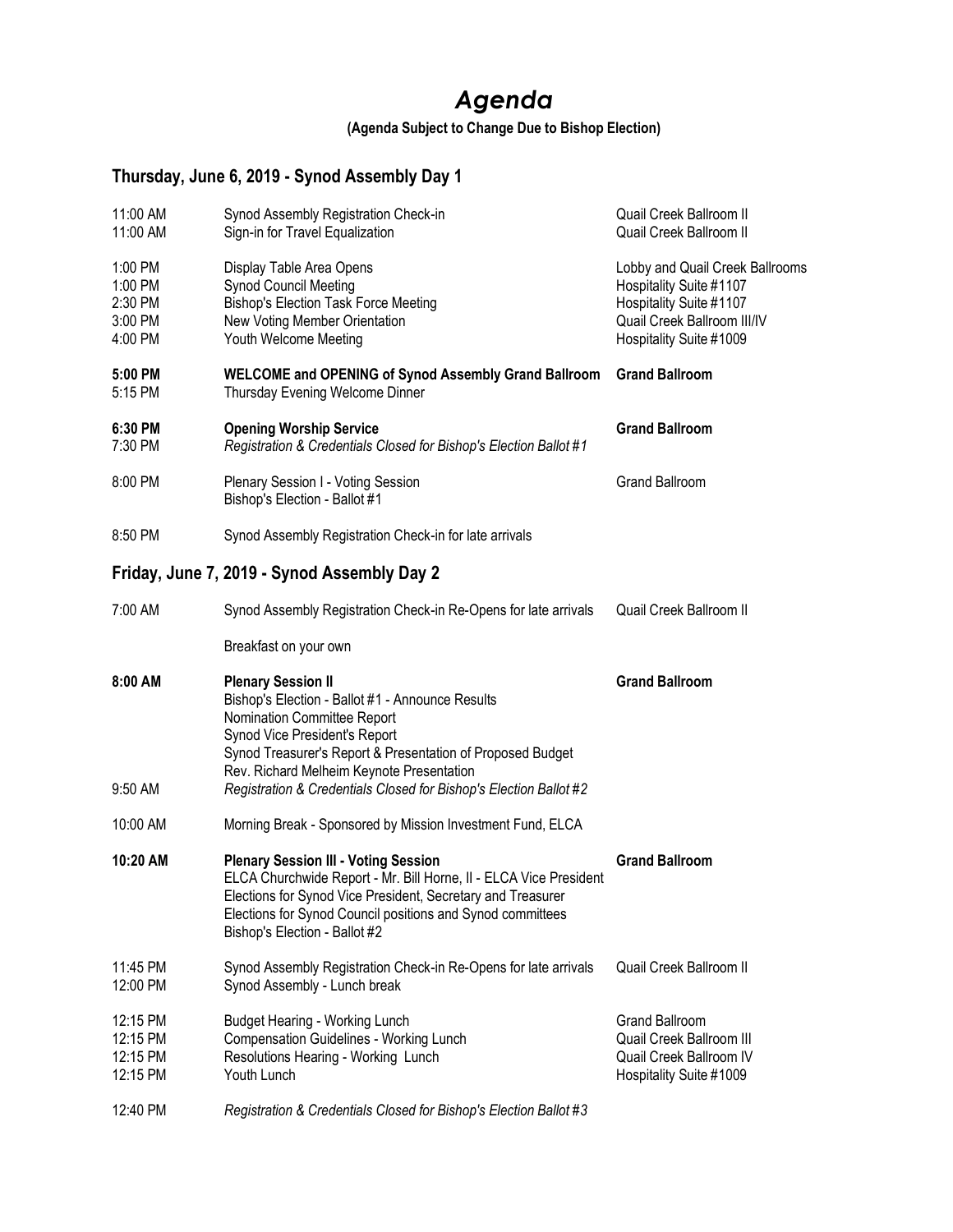# *Agenda*

**(Agenda Subject to Change Due to Bishop Election)**

## Thursday, June 6, 2019 - Synod Assembly Day 1

| Time | Event | Location |
|---|---|---|
| 11:00 AM | Synod Assembly Registration Check-in | Quail Creek Ballroom II |
| 11:00 AM | Sign-in for Travel Equalization | Quail Creek Ballroom II |
| 1:00 PM | Display Table Area Opens | Lobby and Quail Creek Ballrooms |
| 1:00 PM | Synod Council Meeting | Hospitality Suite #1107 |
| 2:30 PM | Bishop's Election Task Force Meeting | Hospitality Suite #1107 |
| 3:00 PM | New Voting Member Orientation | Quail Creek Ballroom III/IV |
| 4:00 PM | Youth Welcome Meeting | Hospitality Suite #1009 |
| **5:00 PM** | **WELCOME and OPENING of Synod Assembly Grand Ballroom** | **Grand Ballroom** |
| 5:15 PM | Thursday Evening Welcome Dinner | |
| **6:30 PM** | **Opening Worship Service** | **Grand Ballroom** |
| 7:30 PM | *Registration & Credentials Closed for Bishop's Election Ballot #1* | |
| 8:00 PM | Plenary Session I - Voting Session<br>Bishop's Election - Ballot #1 | Grand Ballroom |
| 8:50 PM | Synod Assembly Registration Check-in for late arrivals | |

## Friday, June 7, 2019 - Synod Assembly Day 2

| Time | Event | Location |
|---|---|---|
| 7:00 AM | Synod Assembly Registration Check-in Re-Opens for late arrivals | Quail Creek Ballroom II |
| | Breakfast on your own | |
| **8:00 AM** | **Plenary Session II**<br>Bishop's Election - Ballot #1 - Announce Results<br>Nomination Committee Report<br>Synod Vice President's Report<br>Synod Treasurer's Report & Presentation of Proposed Budget<br>Rev. Richard Melheim Keynote Presentation | **Grand Ballroom** |
| 9:50 AM | *Registration & Credentials Closed for Bishop's Election Ballot #2* | |
| 10:00 AM | Morning Break - Sponsored by Mission Investment Fund, ELCA | |
| **10:20 AM** | **Plenary Session III - Voting Session**<br>ELCA Churchwide Report - Mr. Bill Horne, II - ELCA Vice President<br>Elections for Synod Vice President, Secretary and Treasurer<br>Elections for Synod Council positions and Synod committees<br>Bishop's Election - Ballot #2 | **Grand Ballroom** |
| 11:45 PM | Synod Assembly Registration Check-in Re-Opens for late arrivals | Quail Creek Ballroom II |
| 12:00 PM | Synod Assembly - Lunch break | |
| 12:15 PM | Budget Hearing - Working Lunch | Grand Ballroom |
| 12:15 PM | Compensation Guidelines - Working Lunch | Quail Creek Ballroom III |
| 12:15 PM | Resolutions Hearing - Working Lunch | Quail Creek Ballroom IV |
| 12:15 PM | Youth Lunch | Hospitality Suite #1009 |
| 12:40 PM | *Registration & Credentials Closed for Bishop's Election Ballot #3* | |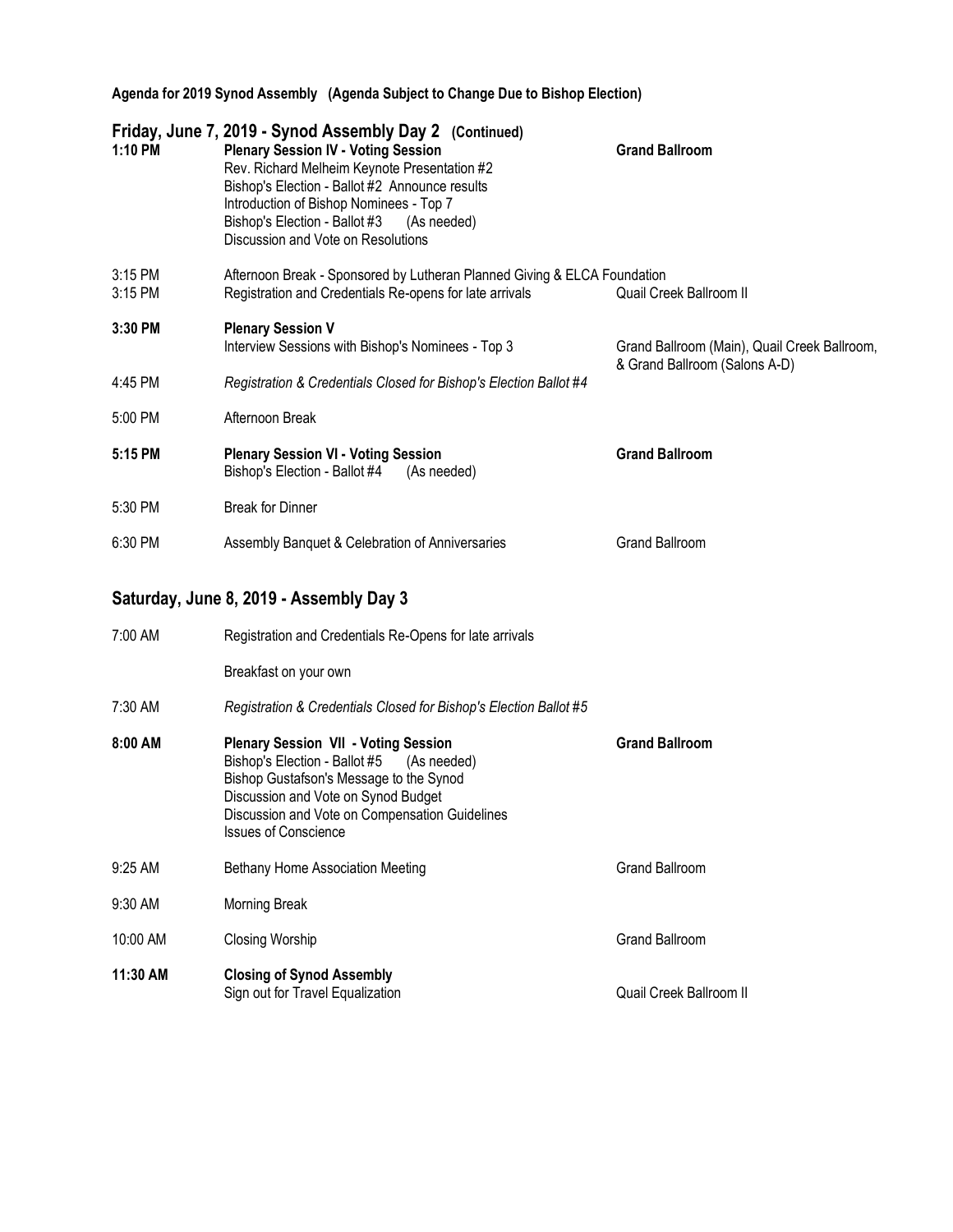**Agenda for 2019 Synod Assembly (Agenda Subject to Change Due to Bishop Election)**

## Friday, June 7, 2019 - Synod Assembly Day 2 (Continued)

| | | |
|---|---|---|
| **1:10 PM** | **Plenary Session IV - Voting Session**<br>Rev. Richard Melheim Keynote Presentation #2<br>Bishop's Election - Ballot #2 Announce results<br>Introduction of Bishop Nominees - Top 7<br>Bishop's Election - Ballot #3 (As needed)<br>Discussion and Vote on Resolutions | **Grand Ballroom** |
| 3:15 PM | Afternoon Break - Sponsored by Lutheran Planned Giving & ELCA Foundation | |
| 3:15 PM | Registration and Credentials Re-opens for late arrivals | Quail Creek Ballroom II |
| **3:30 PM** | **Plenary Session V**<br>Interview Sessions with Bishop's Nominees - Top 3 | Grand Ballroom (Main), Quail Creek Ballroom, & Grand Ballroom (Salons A-D) |
| 4:45 PM | *Registration & Credentials Closed for Bishop's Election Ballot #4* | |
| 5:00 PM | Afternoon Break | |
| **5:15 PM** | **Plenary Session VI - Voting Session**<br>Bishop's Election - Ballot #4 (As needed) | **Grand Ballroom** |
| 5:30 PM | Break for Dinner | |
| 6:30 PM | Assembly Banquet & Celebration of Anniversaries | Grand Ballroom |

## Saturday, June 8, 2019 - Assembly Day 3

| | | |
|---|---|---|
| 7:00 AM | Registration and Credentials Re-Opens for late arrivals<br><br>Breakfast on your own | |
| 7:30 AM | *Registration & Credentials Closed for Bishop's Election Ballot #5* | |
| **8:00 AM** | **Plenary Session VII - Voting Session**<br>Bishop's Election - Ballot #5 (As needed)<br>Bishop Gustafson's Message to the Synod<br>Discussion and Vote on Synod Budget<br>Discussion and Vote on Compensation Guidelines<br>Issues of Conscience | **Grand Ballroom** |
| 9:25 AM | Bethany Home Association Meeting | Grand Ballroom |
| 9:30 AM | Morning Break | |
| 10:00 AM | Closing Worship | Grand Ballroom |
| **11:30 AM** | **Closing of Synod Assembly**<br>Sign out for Travel Equalization | Quail Creek Ballroom II |